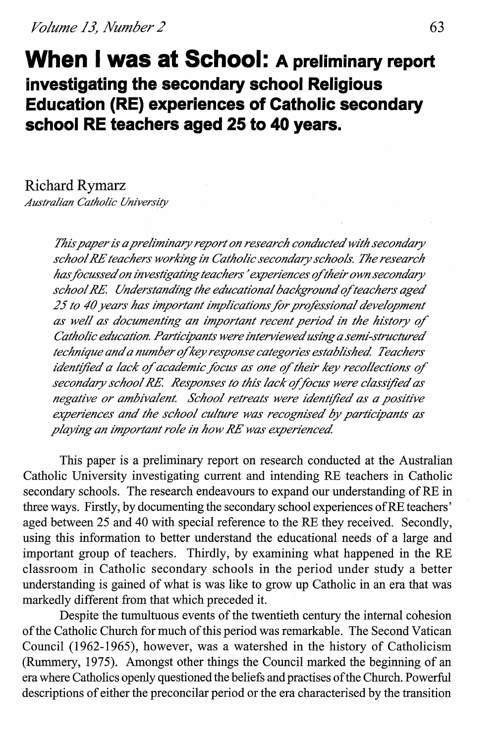# When I was at School: A preliminary report investigating the secondary school Religious Education (RE) experiences of Catholic secondary school RE teachers aged 25 to 40 years.

Richard Rymarz
*Australian Catholic University*

*This paper is a preliminary report on research conducted with secondary school RE teachers working in Catholic secondary schools. The research has focussed on investigating teachers' experiences of their own secondary school RE. Understanding the educational background of teachers aged 25 to 40 years has important implications for professional development as well as documenting an important recent period in the history of Catholic education. Participants were interviewed using a semi-structured technique and a number of key response categories established. Teachers identified a lack of academic focus as one of their key recollections of secondary school RE. Responses to this lack of focus were classified as negative or ambivalent. School retreats were identified as a positive experiences and the school culture was recognised by participants as playing an important role in how RE was experienced.*

This paper is a preliminary report on research conducted at the Australian Catholic University investigating current and intending RE teachers in Catholic secondary schools. The research endeavours to expand our understanding of RE in three ways. Firstly, by documenting the secondary school experiences of RE teachers' aged between 25 and 40 with special reference to the RE they received. Secondly, using this information to better understand the educational needs of a large and important group of teachers. Thirdly, by examining what happened in the RE classroom in Catholic secondary schools in the period under study a better understanding is gained of what is was like to grow up Catholic in an era that was markedly different from that which preceded it.

Despite the tumultuous events of the twentieth century the internal cohesion of the Catholic Church for much of this period was remarkable. The Second Vatican Council (1962-1965), however, was a watershed in the history of Catholicism (Rummery, 1975). Amongst other things the Council marked the beginning of an era where Catholics openly questioned the beliefs and practises of the Church. Powerful descriptions of either the preconcilar period or the era characterised by the transition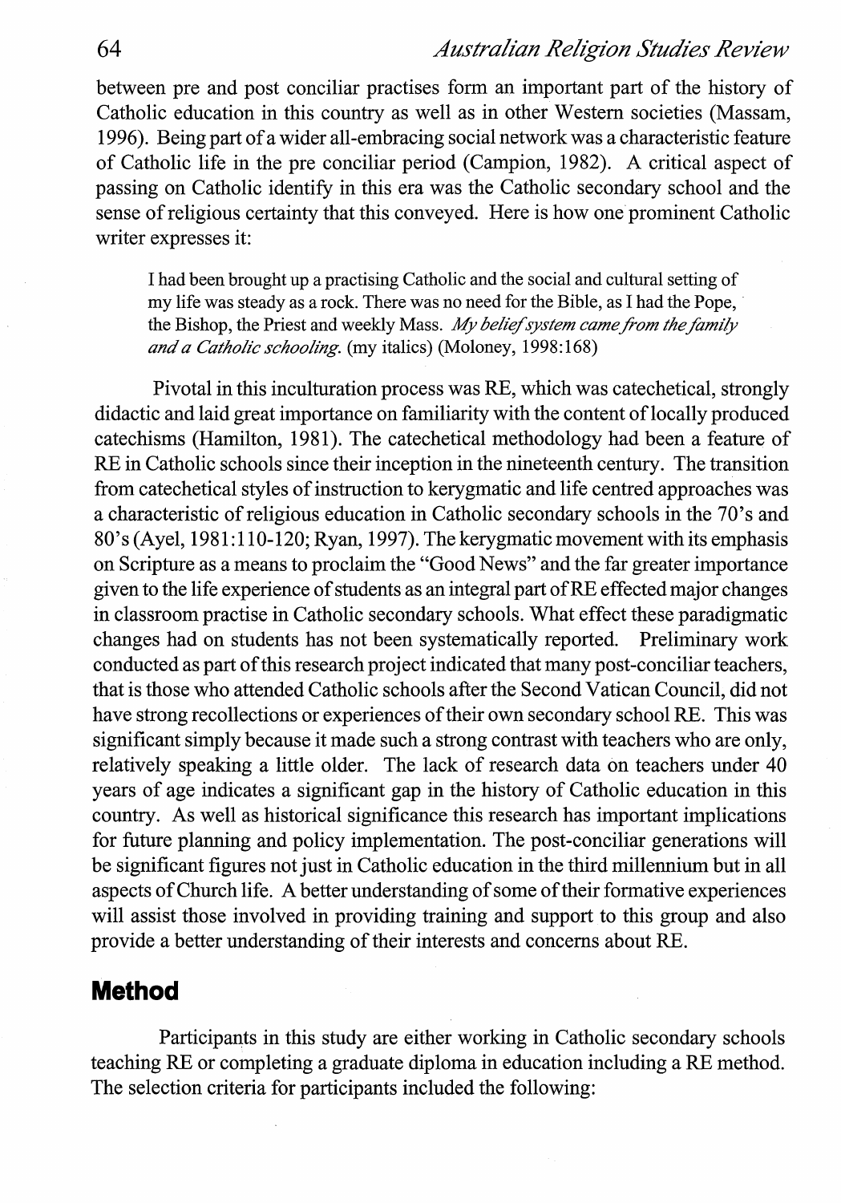between pre and post conciliar practises form an important part of the history of Catholic education in this country as well as in other Western societies (Massam, 1996). Being part of a wider all-embracing social network was a characteristic feature of Catholic life in the pre conciliar period (Campion, 1982). A critical aspect of passing on Catholic identify in this era was the Catholic secondary school and the sense of religious certainty that this conveyed. Here is how one prominent Catholic writer expresses it:

> I had been brought up a practising Catholic and the social and cultural setting of my life was steady as a rock. There was no need for the Bible, as I had the Pope, the Bishop, the Priest and weekly Mass. *My belief system came from the family and a Catholic schooling.* (my italics) (Moloney, 1998:168)

Pivotal in this inculturation process was RE, which was catechetical, strongly didactic and laid great importance on familiarity with the content of locally produced catechisms (Hamilton, 1981). The catechetical methodology had been a feature of RE in Catholic schools since their inception in the nineteenth century. The transition from catechetical styles of instruction to kerygmatic and life centred approaches was a characteristic of religious education in Catholic secondary schools in the 70's and 80's (Ayel, 1981:110-120; Ryan, 1997). The kerygmatic movement with its emphasis on Scripture as a means to proclaim the "Good News" and the far greater importance given to the life experience of students as an integral part of RE effected major changes in classroom practise in Catholic secondary schools. What effect these paradigmatic changes had on students has not been systematically reported. Preliminary work conducted as part of this research project indicated that many post-conciliar teachers, that is those who attended Catholic schools after the Second Vatican Council, did not have strong recollections or experiences of their own secondary school RE. This was significant simply because it made such a strong contrast with teachers who are only, relatively speaking a little older. The lack of research data on teachers under 40 years of age indicates a significant gap in the history of Catholic education in this country. As well as historical significance this research has important implications for future planning and policy implementation. The post-conciliar generations will be significant figures not just in Catholic education in the third millennium but in all aspects of Church life. A better understanding of some of their formative experiences will assist those involved in providing training and support to this group and also provide a better understanding of their interests and concerns about RE.

## Method

Participants in this study are either working in Catholic secondary schools teaching RE or completing a graduate diploma in education including a RE method. The selection criteria for participants included the following: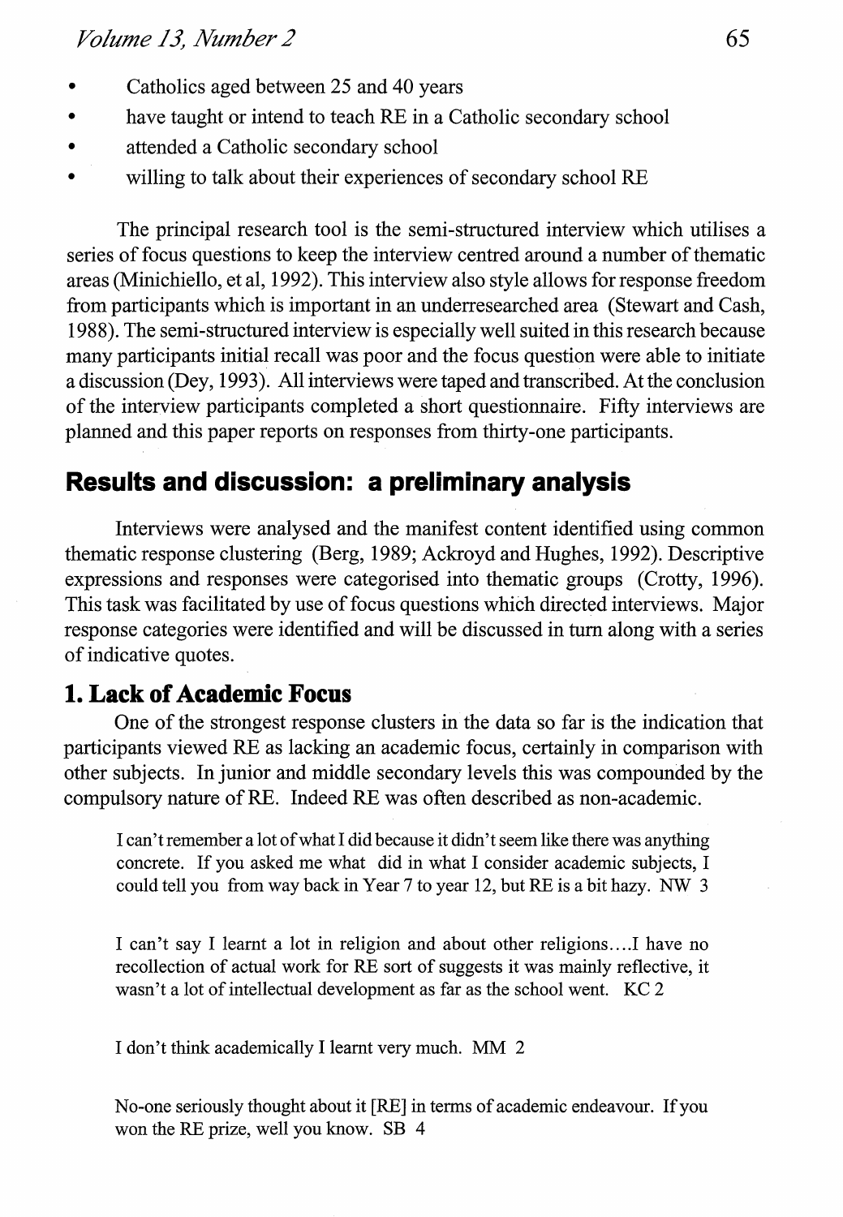- Catholics aged between 25 and 40 years
- have taught or intend to teach RE in a Catholic secondary school
- attended a Catholic secondary school
- willing to talk about their experiences of secondary school RE

The principal research tool is the semi-structured interview which utilises a series of focus questions to keep the interview centred around a number of thematic areas (Minichiello, et al, 1992). This interview also style allows for response freedom from participants which is important in an underresearched area (Stewart and Cash, 1988). The semi-structured interview is especially well suited in this research because many participants initial recall was poor and the focus question were able to initiate a discussion (Dey, 1993). All interviews were taped and transcribed. At the conclusion of the interview participants completed a short questionnaire. Fifty interviews are planned and this paper reports on responses from thirty-one participants.

## Results and discussion: a preliminary analysis

Interviews were analysed and the manifest content identified using common thematic response clustering (Berg, 1989; Ackroyd and Hughes, 1992). Descriptive expressions and responses were categorised into thematic groups (Crotty, 1996). This task was facilitated by use of focus questions which directed interviews. Major response categories were identified and will be discussed in turn along with a series of indicative quotes.

### 1. Lack of Academic Focus

One of the strongest response clusters in the data so far is the indication that participants viewed RE as lacking an academic focus, certainly in comparison with other subjects. In junior and middle secondary levels this was compounded by the compulsory nature of RE. Indeed RE was often described as non-academic.

> I can't remember a lot of what I did because it didn't seem like there was anything concrete. If you asked me what did in what I consider academic subjects, I could tell you from way back in Year 7 to year 12, but RE is a bit hazy. NW 3

> I can't say I learnt a lot in religion and about other religions....I have no recollection of actual work for RE sort of suggests it was mainly reflective, it wasn't a lot of intellectual development as far as the school went. KC 2

> I don't think academically I learnt very much. MM 2

> No-one seriously thought about it [RE] in terms of academic endeavour. If you won the RE prize, well you know. SB 4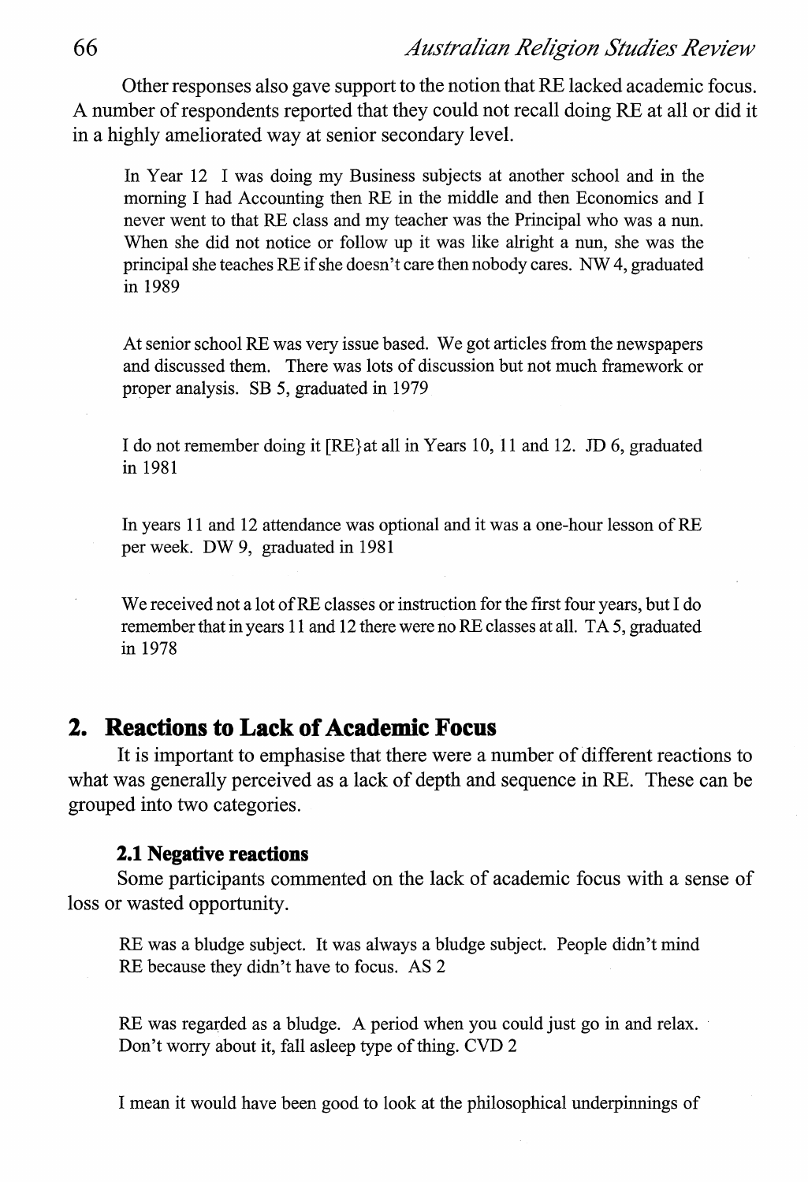Other responses also gave support to the notion that RE lacked academic focus. A number of respondents reported that they could not recall doing RE at all or did it in a highly ameliorated way at senior secondary level.

> In Year 12 I was doing my Business subjects at another school and in the morning I had Accounting then RE in the middle and then Economics and I never went to that RE class and my teacher was the Principal who was a nun. When she did not notice or follow up it was like alright a nun, she was the principal she teaches RE if she doesn't care then nobody cares. NW 4, graduated in 1989

> At senior school RE was very issue based. We got articles from the newspapers and discussed them. There was lots of discussion but not much framework or proper analysis. SB 5, graduated in 1979

> I do not remember doing it [RE}at all in Years 10, 11 and 12. JD 6, graduated in 1981

> In years 11 and 12 attendance was optional and it was a one-hour lesson of RE per week. DW 9, graduated in 1981

> We received not a lot of RE classes or instruction for the first four years, but I do remember that in years 11 and 12 there were no RE classes at all. TA 5, graduated in 1978

## 2. Reactions to Lack of Academic Focus

It is important to emphasise that there were a number of different reactions to what was generally perceived as a lack of depth and sequence in RE. These can be grouped into two categories.

### 2.1 Negative reactions

Some participants commented on the lack of academic focus with a sense of loss or wasted opportunity.

> RE was a bludge subject. It was always a bludge subject. People didn't mind RE because they didn't have to focus. AS 2

> RE was regarded as a bludge. A period when you could just go in and relax. Don't worry about it, fall asleep type of thing. CVD 2

> I mean it would have been good to look at the philosophical underpinnings of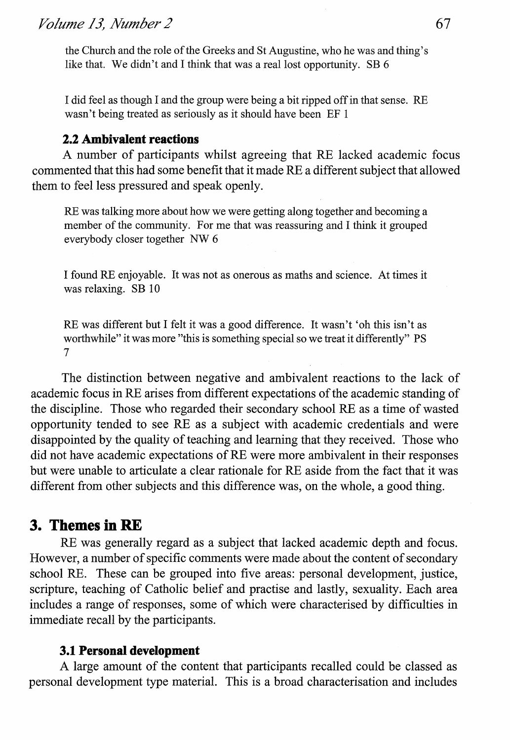the Church and the role of the Greeks and St Augustine, who he was and thing's like that. We didn't and I think that was a real lost opportunity. SB 6

I did feel as though I and the group were being a bit ripped off in that sense. RE wasn't being treated as seriously as it should have been EF 1

### 2.2 Ambivalent reactions

A number of participants whilst agreeing that RE lacked academic focus commented that this had some benefit that it made RE a different subject that allowed them to feel less pressured and speak openly.

> RE was talking more about how we were getting along together and becoming a member of the community. For me that was reassuring and I think it grouped everybody closer together NW 6

> I found RE enjoyable. It was not as onerous as maths and science. At times it was relaxing. SB 10

> RE was different but I felt it was a good difference. It wasn't 'oh this isn't as worthwhile" it was more "this is something special so we treat it differently" PS 7

The distinction between negative and ambivalent reactions to the lack of academic focus in RE arises from different expectations of the academic standing of the discipline. Those who regarded their secondary school RE as a time of wasted opportunity tended to see RE as a subject with academic credentials and were disappointed by the quality of teaching and learning that they received. Those who did not have academic expectations of RE were more ambivalent in their responses but were unable to articulate a clear rationale for RE aside from the fact that it was different from other subjects and this difference was, on the whole, a good thing.

## 3. Themes in RE

RE was generally regard as a subject that lacked academic depth and focus. However, a number of specific comments were made about the content of secondary school RE. These can be grouped into five areas: personal development, justice, scripture, teaching of Catholic belief and practise and lastly, sexuality. Each area includes a range of responses, some of which were characterised by difficulties in immediate recall by the participants.

### 3.1 Personal development

A large amount of the content that participants recalled could be classed as personal development type material. This is a broad characterisation and includes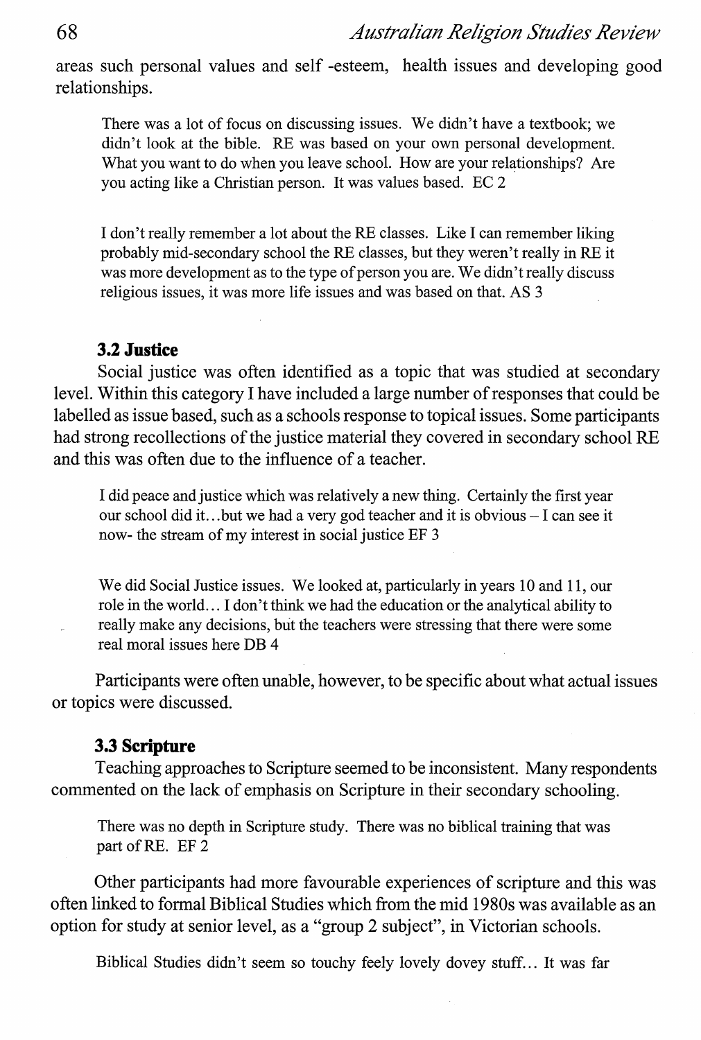areas such personal values and self -esteem, health issues and developing good relationships.

> There was a lot of focus on discussing issues. We didn't have a textbook; we didn't look at the bible. RE was based on your own personal development. What you want to do when you leave school. How are your relationships? Are you acting like a Christian person. It was values based. EC 2

> I don't really remember a lot about the RE classes. Like I can remember liking probably mid-secondary school the RE classes, but they weren't really in RE it was more development as to the type of person you are. We didn't really discuss religious issues, it was more life issues and was based on that. AS 3

### 3.2 Justice

Social justice was often identified as a topic that was studied at secondary level. Within this category I have included a large number of responses that could be labelled as issue based, such as a schools response to topical issues. Some participants had strong recollections of the justice material they covered in secondary school RE and this was often due to the influence of a teacher.

> I did peace and justice which was relatively a new thing. Certainly the first year our school did it...but we had a very god teacher and it is obvious – I can see it now- the stream of my interest in social justice EF 3

> We did Social Justice issues. We looked at, particularly in years 10 and 11, our role in the world... I don't think we had the education or the analytical ability to really make any decisions, but the teachers were stressing that there were some real moral issues here DB 4

Participants were often unable, however, to be specific about what actual issues or topics were discussed.

### 3.3 Scripture

Teaching approaches to Scripture seemed to be inconsistent. Many respondents commented on the lack of emphasis on Scripture in their secondary schooling.

> There was no depth in Scripture study. There was no biblical training that was part of RE. EF 2

Other participants had more favourable experiences of scripture and this was often linked to formal Biblical Studies which from the mid 1980s was available as an option for study at senior level, as a "group 2 subject", in Victorian schools.

> Biblical Studies didn't seem so touchy feely lovely dovey stuff... It was far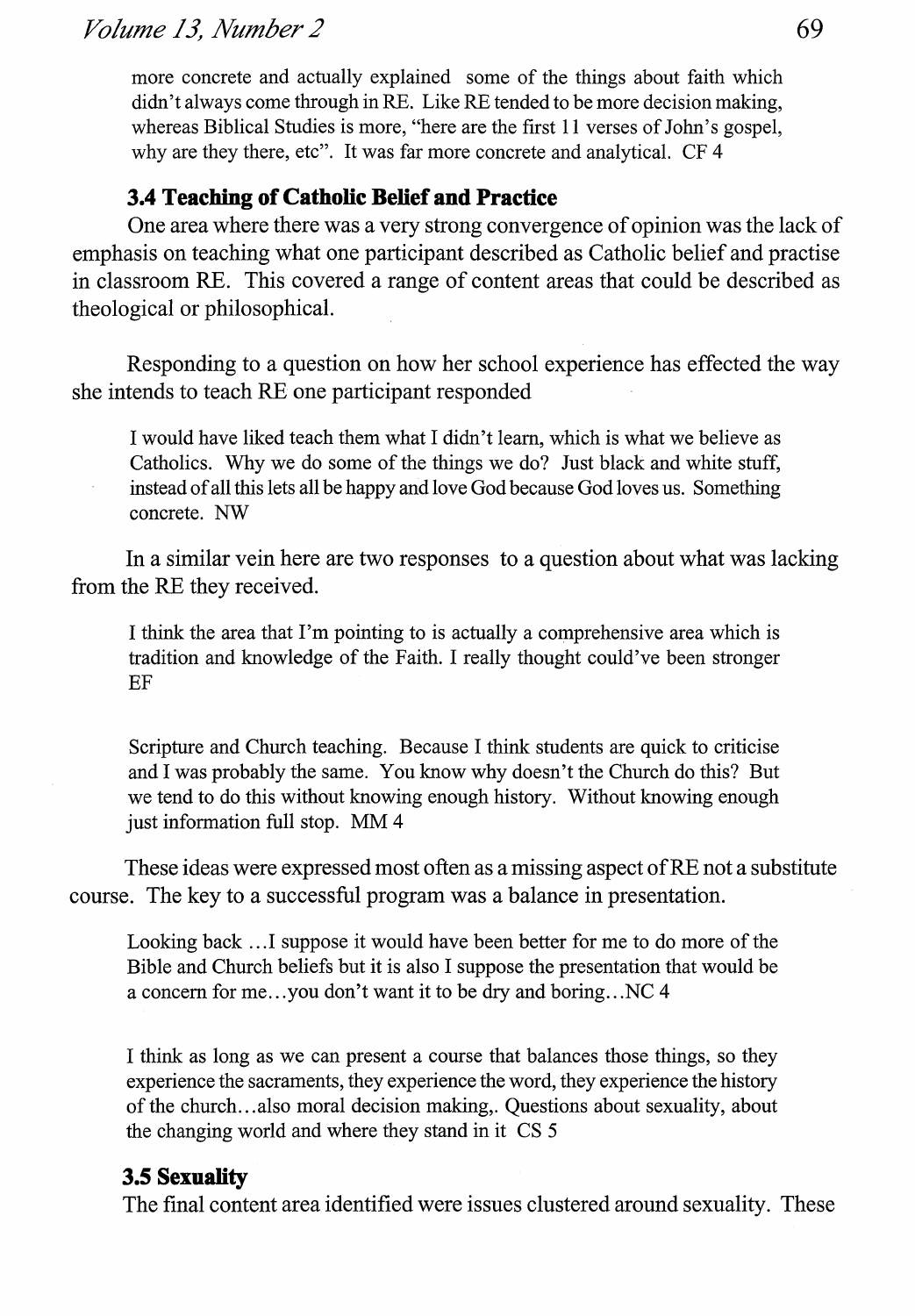> more concrete and actually explained some of the things about faith which didn't always come through in RE. Like RE tended to be more decision making, whereas Biblical Studies is more, "here are the first 11 verses of John's gospel, why are they there, etc". It was far more concrete and analytical. CF 4

### 3.4 Teaching of Catholic Belief and Practice

One area where there was a very strong convergence of opinion was the lack of emphasis on teaching what one participant described as Catholic belief and practise in classroom RE. This covered a range of content areas that could be described as theological or philosophical.

Responding to a question on how her school experience has effected the way she intends to teach RE one participant responded

> I would have liked teach them what I didn't learn, which is what we believe as Catholics. Why we do some of the things we do? Just black and white stuff, instead of all this lets all be happy and love God because God loves us. Something concrete. NW

In a similar vein here are two responses to a question about what was lacking from the RE they received.

> I think the area that I'm pointing to is actually a comprehensive area which is tradition and knowledge of the Faith. I really thought could've been stronger EF

> Scripture and Church teaching. Because I think students are quick to criticise and I was probably the same. You know why doesn't the Church do this? But we tend to do this without knowing enough history. Without knowing enough just information full stop. MM 4

These ideas were expressed most often as a missing aspect of RE not a substitute course. The key to a successful program was a balance in presentation.

> Looking back ...I suppose it would have been better for me to do more of the Bible and Church beliefs but it is also I suppose the presentation that would be a concern for me...you don't want it to be dry and boring...NC 4

> I think as long as we can present a course that balances those things, so they experience the sacraments, they experience the word, they experience the history of the church...also moral decision making,. Questions about sexuality, about the changing world and where they stand in it CS 5

### 3.5 Sexuality

The final content area identified were issues clustered around sexuality. These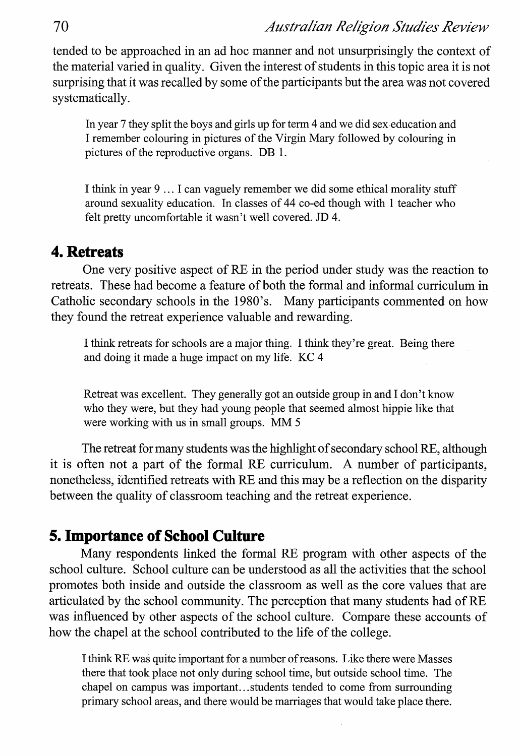tended to be approached in an ad hoc manner and not unsurprisingly the context of the material varied in quality. Given the interest of students in this topic area it is not surprising that it was recalled by some of the participants but the area was not covered systematically.

> In year 7 they split the boys and girls up for term 4 and we did sex education and I remember colouring in pictures of the Virgin Mary followed by colouring in pictures of the reproductive organs. DB 1.

> I think in year 9 … I can vaguely remember we did some ethical morality stuff around sexuality education. In classes of 44 co-ed though with 1 teacher who felt pretty uncomfortable it wasn't well covered. JD 4.

## 4. Retreats

One very positive aspect of RE in the period under study was the reaction to retreats. These had become a feature of both the formal and informal curriculum in Catholic secondary schools in the 1980's. Many participants commented on how they found the retreat experience valuable and rewarding.

> I think retreats for schools are a major thing. I think they're great. Being there and doing it made a huge impact on my life. KC 4

> Retreat was excellent. They generally got an outside group in and I don't know who they were, but they had young people that seemed almost hippie like that were working with us in small groups. MM 5

The retreat for many students was the highlight of secondary school RE, although it is often not a part of the formal RE curriculum. A number of participants, nonetheless, identified retreats with RE and this may be a reflection on the disparity between the quality of classroom teaching and the retreat experience.

## 5. Importance of School Culture

Many respondents linked the formal RE program with other aspects of the school culture. School culture can be understood as all the activities that the school promotes both inside and outside the classroom as well as the core values that are articulated by the school community. The perception that many students had of RE was influenced by other aspects of the school culture. Compare these accounts of how the chapel at the school contributed to the life of the college.

> I think RE was quite important for a number of reasons. Like there were Masses there that took place not only during school time, but outside school time. The chapel on campus was important…students tended to come from surrounding primary school areas, and there would be marriages that would take place there.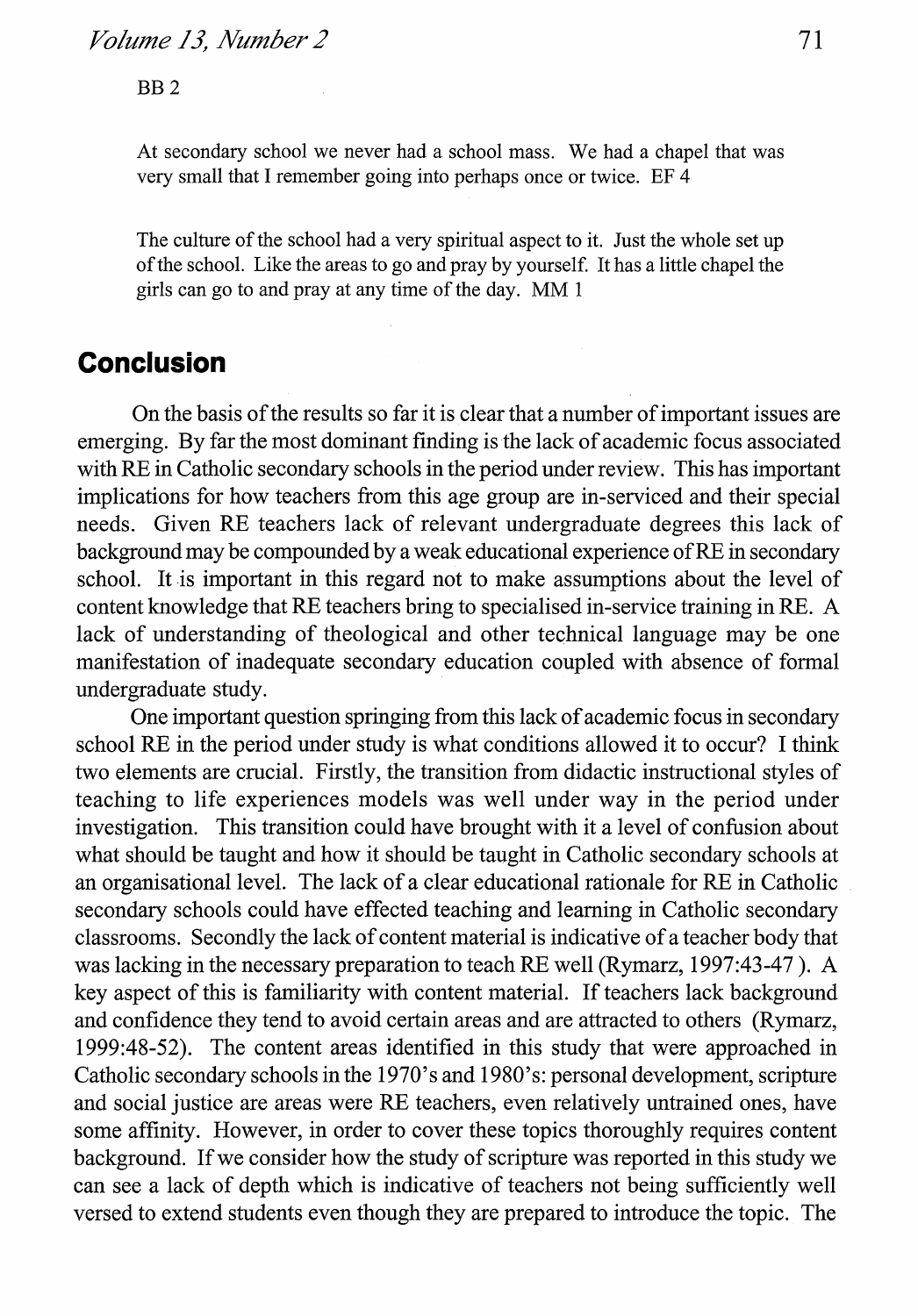BB 2

> At secondary school we never had a school mass. We had a chapel that was very small that I remember going into perhaps once or twice. EF 4

> The culture of the school had a very spiritual aspect to it. Just the whole set up of the school. Like the areas to go and pray by yourself. It has a little chapel the girls can go to and pray at any time of the day. MM 1

## Conclusion

On the basis of the results so far it is clear that a number of important issues are emerging. By far the most dominant finding is the lack of academic focus associated with RE in Catholic secondary schools in the period under review. This has important implications for how teachers from this age group are in-serviced and their special needs. Given RE teachers lack of relevant undergraduate degrees this lack of background may be compounded by a weak educational experience of RE in secondary school. It is important in this regard not to make assumptions about the level of content knowledge that RE teachers bring to specialised in-service training in RE. A lack of understanding of theological and other technical language may be one manifestation of inadequate secondary education coupled with absence of formal undergraduate study.

One important question springing from this lack of academic focus in secondary school RE in the period under study is what conditions allowed it to occur? I think two elements are crucial. Firstly, the transition from didactic instructional styles of teaching to life experiences models was well under way in the period under investigation. This transition could have brought with it a level of confusion about what should be taught and how it should be taught in Catholic secondary schools at an organisational level. The lack of a clear educational rationale for RE in Catholic secondary schools could have effected teaching and learning in Catholic secondary classrooms. Secondly the lack of content material is indicative of a teacher body that was lacking in the necessary preparation to teach RE well (Rymarz, 1997:43-47 ). A key aspect of this is familiarity with content material. If teachers lack background and confidence they tend to avoid certain areas and are attracted to others (Rymarz, 1999:48-52). The content areas identified in this study that were approached in Catholic secondary schools in the 1970's and 1980's: personal development, scripture and social justice are areas were RE teachers, even relatively untrained ones, have some affinity. However, in order to cover these topics thoroughly requires content background. If we consider how the study of scripture was reported in this study we can see a lack of depth which is indicative of teachers not being sufficiently well versed to extend students even though they are prepared to introduce the topic. The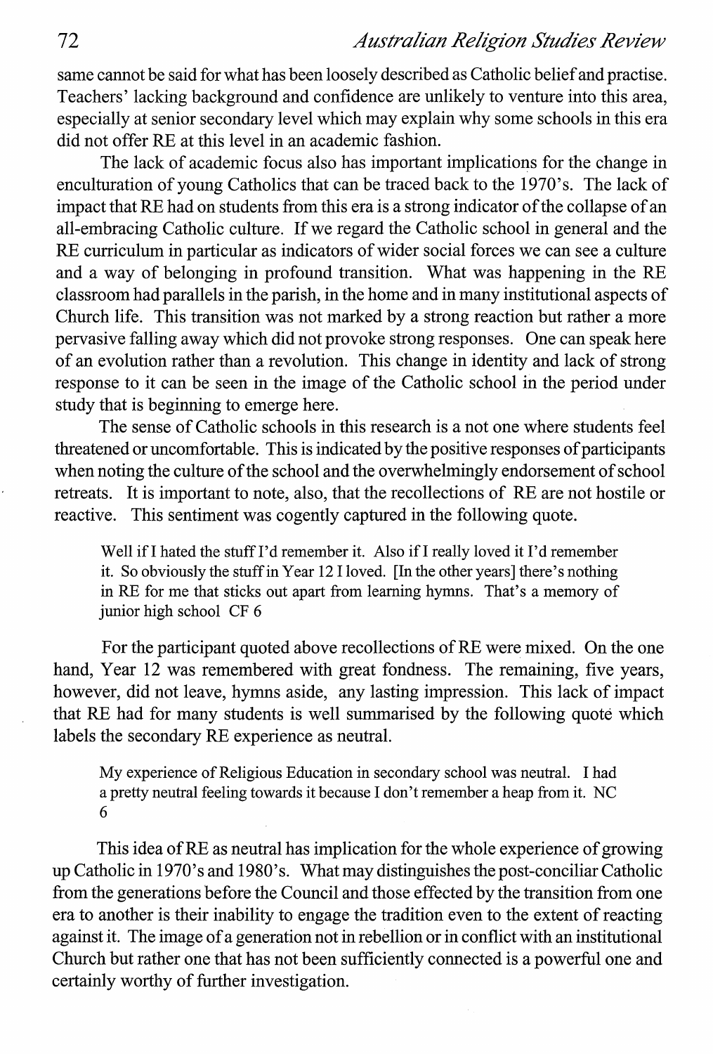same cannot be said for what has been loosely described as Catholic belief and practise. Teachers' lacking background and confidence are unlikely to venture into this area, especially at senior secondary level which may explain why some schools in this era did not offer RE at this level in an academic fashion.

The lack of academic focus also has important implications for the change in enculturation of young Catholics that can be traced back to the 1970's. The lack of impact that RE had on students from this era is a strong indicator of the collapse of an all-embracing Catholic culture. If we regard the Catholic school in general and the RE curriculum in particular as indicators of wider social forces we can see a culture and a way of belonging in profound transition. What was happening in the RE classroom had parallels in the parish, in the home and in many institutional aspects of Church life. This transition was not marked by a strong reaction but rather a more pervasive falling away which did not provoke strong responses. One can speak here of an evolution rather than a revolution. This change in identity and lack of strong response to it can be seen in the image of the Catholic school in the period under study that is beginning to emerge here.

The sense of Catholic schools in this research is a not one where students feel threatened or uncomfortable. This is indicated by the positive responses of participants when noting the culture of the school and the overwhelmingly endorsement of school retreats. It is important to note, also, that the recollections of RE are not hostile or reactive. This sentiment was cogently captured in the following quote.

> Well if I hated the stuff I'd remember it. Also if I really loved it I'd remember it. So obviously the stuff in Year 12 I loved. [In the other years] there's nothing in RE for me that sticks out apart from learning hymns. That's a memory of junior high school CF 6

For the participant quoted above recollections of RE were mixed. On the one hand, Year 12 was remembered with great fondness. The remaining, five years, however, did not leave, hymns aside, any lasting impression. This lack of impact that RE had for many students is well summarised by the following quote which labels the secondary RE experience as neutral.

> My experience of Religious Education in secondary school was neutral. I had a pretty neutral feeling towards it because I don't remember a heap from it. NC 6

This idea of RE as neutral has implication for the whole experience of growing up Catholic in 1970's and 1980's. What may distinguishes the post-conciliar Catholic from the generations before the Council and those effected by the transition from one era to another is their inability to engage the tradition even to the extent of reacting against it. The image of a generation not in rebellion or in conflict with an institutional Church but rather one that has not been sufficiently connected is a powerful one and certainly worthy of further investigation.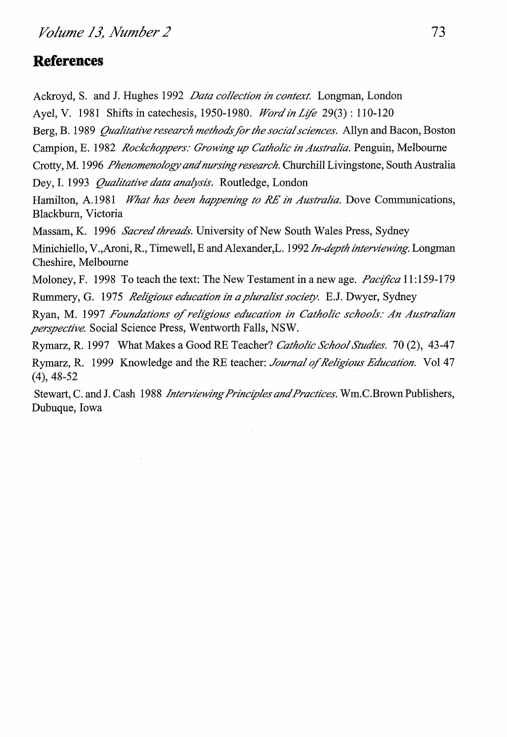## References

Ackroyd, S. and J. Hughes 1992 *Data collection in context.* Longman, London

Ayel, V. 1981 Shifts in catechesis, 1950-1980. *Word in Life* 29(3) : 110-120

Berg, B. 1989 *Qualitative research methods for the social sciences.* Allyn and Bacon, Boston

Campion, E. 1982 *Rockchoppers: Growing up Catholic in Australia.* Penguin, Melbourne

Crotty, M. 1996 *Phenomenology and nursing research.* Churchill Livingstone, South Australia

Dey, I. 1993 *Qualitative data analysis.* Routledge, London

Hamilton, A.1981 *What has been happening to RE in Australia.* Dove Communications, Blackburn, Victoria

Massam, K. 1996 *Sacred threads.* University of New South Wales Press, Sydney

Minichiello, V.,Aroni, R., Timewell, E and Alexander,L. 1992 *In-depth interviewing.* Longman Cheshire, Melbourne

Moloney, F. 1998 To teach the text: The New Testament in a new age. *Pacifica* 11:159-179

Rummery, G. 1975 *Religious education in a pluralist society.* E.J. Dwyer, Sydney

Ryan, M. 1997 *Foundations of religious education in Catholic schools: An Australian perspective.* Social Science Press, Wentworth Falls, NSW.

Rymarz, R. 1997 What Makes a Good RE Teacher? *Catholic School Studies.* 70 (2), 43-47

Rymarz, R. 1999 Knowledge and the RE teacher: *Journal of Religious Education.* Vol 47 (4), 48-52

Stewart, C. and J. Cash 1988 *Interviewing Principles and Practices.* Wm.C.Brown Publishers, Dubuque, Iowa